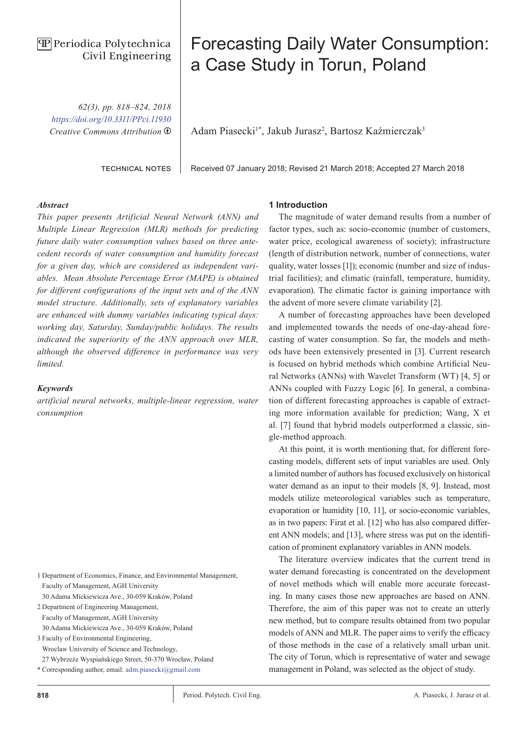# Forecasting Daily Water Consumption: a Case Study in Torun, Poland

Periodica Polytechnica Civil Engineering

62(3), pp. 818–824, 2018
https://doi.org/10.3311/PPci.11930
Creative Commons Attribution

Adam Piasecki[1*], Jakub Jurasz[2], Bartosz Kaźmierczak[3]

TECHNICAL NOTES

Received 07 January 2018; Revised 21 March 2018; Accepted 27 March 2018

### *Abstract*

*This paper presents Artificial Neural Network (ANN) and Multiple Linear Regression (MLR) methods for predicting future daily water consumption values based on three antecedent records of water consumption and humidity forecast for a given day, which are considered as independent variables. Mean Absolute Percentage Error (MAPE) is obtained for different configurations of the input sets and of the ANN model structure. Additionally, sets of explanatory variables are enhanced with dummy variables indicating typical days: working day, Saturday, Sunday/public holidays. The results indicated the superiority of the ANN approach over MLR, although the observed difference in performance was very limited.*

### *Keywords*

*artificial neural networks, multiple-linear regression, water consumption*

## 1 Introduction

The magnitude of water demand results from a number of factor types, such as: socio-economic (number of customers, water price, ecological awareness of society); infrastructure (length of distribution network, number of connections, water quality, water losses [1]); economic (number and size of industrial facilities); and climatic (rainfall, temperature, humidity, evaporation). The climatic factor is gaining importance with the advent of more severe climate variability [2].

A number of forecasting approaches have been developed and implemented towards the needs of one-day-ahead forecasting of water consumption. So far, the models and methods have been extensively presented in [3]. Current research is focused on hybrid methods which combine Artificial Neural Networks (ANNs) with Wavelet Transform (WT) [4, 5] or ANNs coupled with Fuzzy Logic [6]. In general, a combination of different forecasting approaches is capable of extracting more information available for prediction; Wang, X et al. [7] found that hybrid models outperformed a classic, single-method approach.

At this point, it is worth mentioning that, for different forecasting models, different sets of input variables are used. Only a limited number of authors has focused exclusively on historical water demand as an input to their models [8, 9]. Instead, most models utilize meteorological variables such as temperature, evaporation or humidity [10, 11], or socio-economic variables, as in two papers: Firat et al. [12] who has also compared different ANN models; and [13], where stress was put on the identification of prominent explanatory variables in ANN models.

The literature overview indicates that the current trend in water demand forecasting is concentrated on the development of novel methods which will enable more accurate forecasting. In many cases those new approaches are based on ANN. Therefore, the aim of this paper was not to create an utterly new method, but to compare results obtained from two popular models of ANN and MLR. The paper aims to verify the efficacy of those methods in the case of a relatively small urban unit. The city of Torun, which is representative of water and sewage management in Poland, was selected as the object of study.

1 Department of Economics, Finance, and Environmental Management, Faculty of Management, AGH University
30 Adama Mickiewicza Ave., 30-059 Kraków, Poland
2 Department of Engineering Management, Faculty of Management, AGH University
30 Adama Mickiewicza Ave., 30-059 Kraków, Poland
3 Faculty of Environmental Engineering, Wroclaw University of Science and Technology,
27 Wybrzeże Wyspiańskiego Street, 50-370 Wrocław, Poland
* Corresponding author, email: adm.piasecki@gmail.com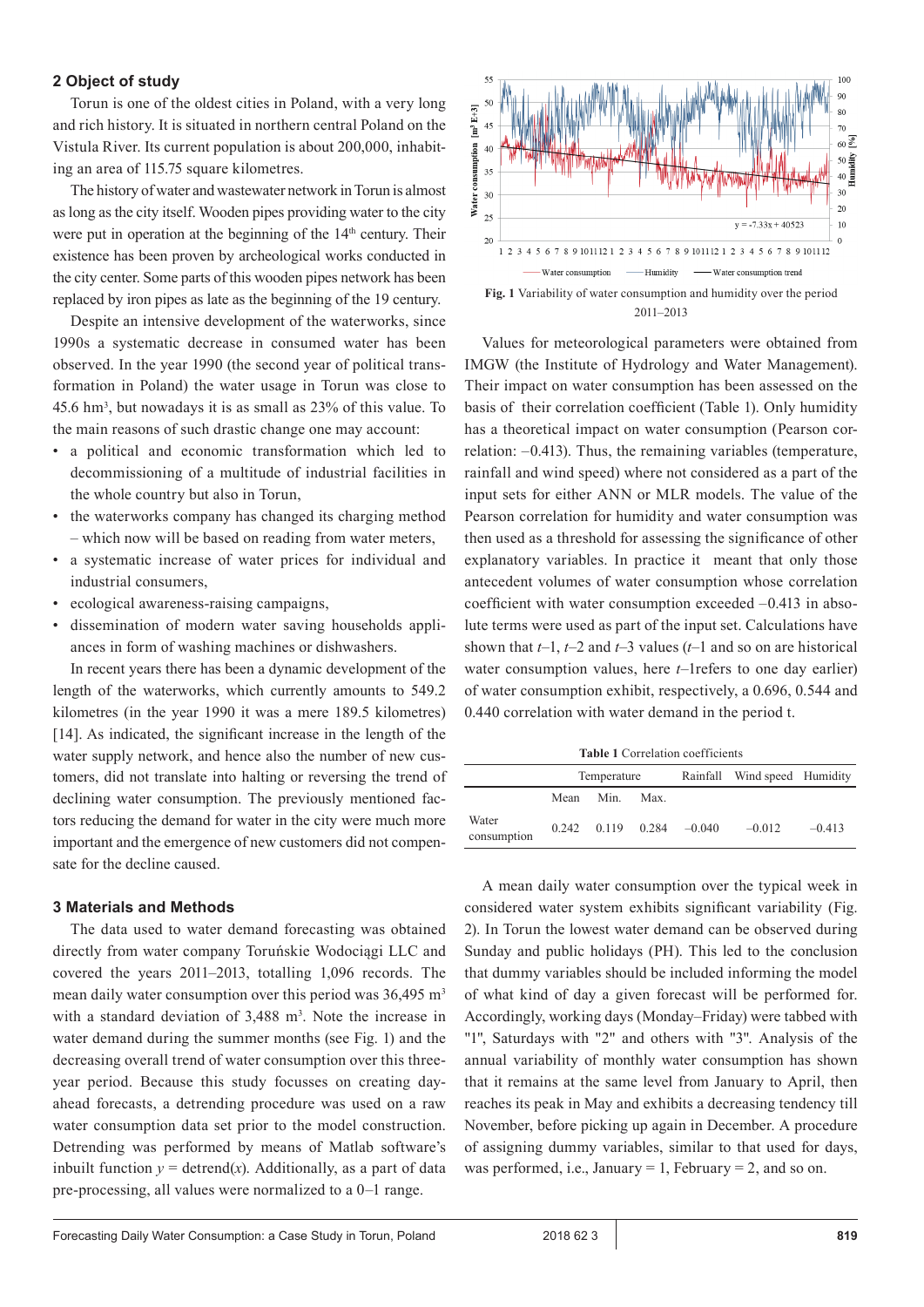## 2 Object of study

Torun is one of the oldest cities in Poland, with a very long and rich history. It is situated in northern central Poland on the Vistula River. Its current population is about 200,000, inhabiting an area of 115.75 square kilometres.

The history of water and wastewater network in Torun is almost as long as the city itself. Wooden pipes providing water to the city were put in operation at the beginning of the 14[th] century. Their existence has been proven by archeological works conducted in the city center. Some parts of this wooden pipes network has been replaced by iron pipes as late as the beginning of the 19 century.

Despite an intensive development of the waterworks, since 1990s a systematic decrease in consumed water has been observed. In the year 1990 (the second year of political transformation in Poland) the water usage in Torun was close to 45.6 hm$^3$, but nowadays it is as small as 23% of this value. To the main reasons of such drastic change one may account:

- a political and economic transformation which led to decommissioning of a multitude of industrial facilities in the whole country but also in Torun,
- the waterworks company has changed its charging method – which now will be based on reading from water meters,
- a systematic increase of water prices for individual and industrial consumers,
- ecological awareness-raising campaigns,
- dissemination of modern water saving households appliances in form of washing machines or dishwashers.

In recent years there has been a dynamic development of the length of the waterworks, which currently amounts to 549.2 kilometres (in the year 1990 it was a mere 189.5 kilometres) [14]. As indicated, the significant increase in the length of the water supply network, and hence also the number of new customers, did not translate into halting or reversing the trend of declining water consumption. The previously mentioned factors reducing the demand for water in the city were much more important and the emergence of new customers did not compensate for the decline caused.

## 3 Materials and Methods

The data used to water demand forecasting was obtained directly from water company Toruńskie Wodociągi LLC and covered the years 2011–2013, totalling 1,096 records. The mean daily water consumption over this period was 36,495 m$^3$ with a standard deviation of 3,488 m$^3$. Note the increase in water demand during the summer months (see Fig. 1) and the decreasing overall trend of water consumption over this three-year period. Because this study focusses on creating day-ahead forecasts, a detrending procedure was used on a raw water consumption data set prior to the model construction. Detrending was performed by means of Matlab software's inbuilt function $y$ = detrend($x$). Additionally, as a part of data pre-processing, all values were normalized to a 0–1 range.

**Fig. 1** Variability of water consumption and humidity over the period 2011–2013

Values for meteorological parameters were obtained from IMGW (the Institute of Hydrology and Water Management). Their impact on water consumption has been assessed on the basis of their correlation coefficient (Table 1). Only humidity has a theoretical impact on water consumption (Pearson correlation: –0.413). Thus, the remaining variables (temperature, rainfall and wind speed) where not considered as a part of the input sets for either ANN or MLR models. The value of the Pearson correlation for humidity and water consumption was then used as a threshold for assessing the significance of other explanatory variables. In practice it meant that only those antecedent volumes of water consumption whose correlation coefficient with water consumption exceeded –0.413 in absolute terms were used as part of the input set. Calculations have shown that $t$–1, $t$–2 and $t$–3 values ($t$–1 and so on are historical water consumption values, here $t$–1refers to one day earlier) of water consumption exhibit, respectively, a 0.696, 0.544 and 0.440 correlation with water demand in the period t.

**Table 1** Correlation coefficients

| | Temperature | | | Rainfall | Wind speed | Humidity |
|---|---|---|---|---|---|---|
| | Mean | Min. | Max. | | | |
| Water consumption | 0.242 | 0.119 | 0.284 | –0.040 | –0.012 | –0.413 |

A mean daily water consumption over the typical week in considered water system exhibits significant variability (Fig. 2). In Torun the lowest water demand can be observed during Sunday and public holidays (PH). This led to the conclusion that dummy variables should be included informing the model of what kind of day a given forecast will be performed for. Accordingly, working days (Monday–Friday) were tabbed with "1", Saturdays with "2" and others with "3". Analysis of the annual variability of monthly water consumption has shown that it remains at the same level from January to April, then reaches its peak in May and exhibits a decreasing tendency till November, before picking up again in December. A procedure of assigning dummy variables, similar to that used for days, was performed, i.e., January = 1, February = 2, and so on.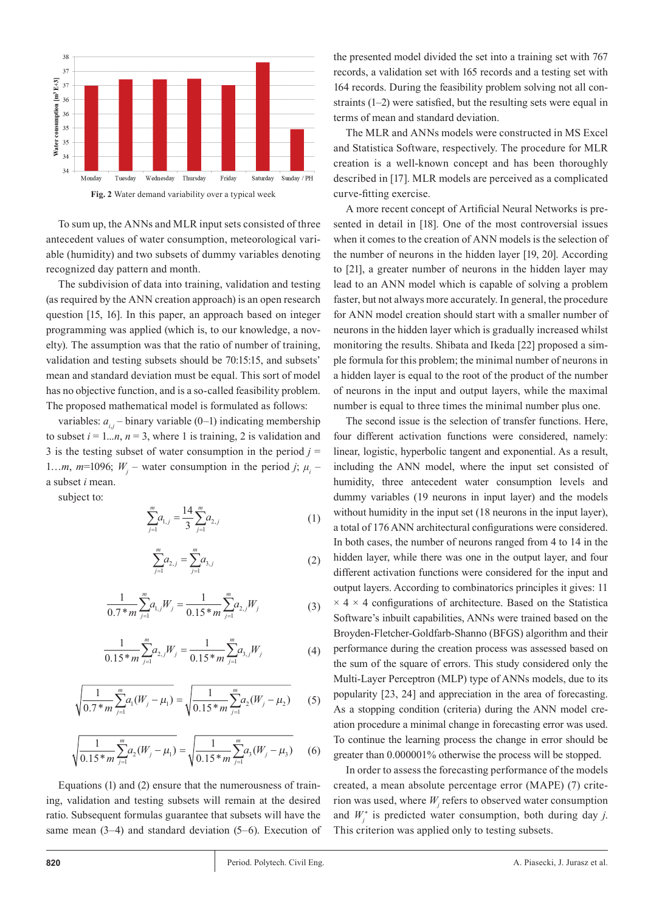Fig. 2 Water demand variability over a typical week

To sum up, the ANNs and MLR input sets consisted of three antecedent values of water consumption, meteorological variable (humidity) and two subsets of dummy variables denoting recognized day pattern and month.

The subdivision of data into training, validation and testing (as required by the ANN creation approach) is an open research question [15, 16]. In this paper, an approach based on integer programming was applied (which is, to our knowledge, a novelty). The assumption was that the ratio of number of training, validation and testing subsets should be 70:15:15, and subsets' mean and standard deviation must be equal. This sort of model has no objective function, and is a so-called feasibility problem. The proposed mathematical model is formulated as follows:

variables: $a_{i,j}$ – binary variable (0–1) indicating membership to subset $i = 1...n$, $n = 3$, where 1 is training, 2 is validation and 3 is the testing subset of water consumption in the period $j = 1...m$, $m$=1096; $W_j$ – water consumption in the period $j$; $\mu_i$ – a subset $i$ mean.

subject to:

$$\sum_{j=1}^{m} a_{1,j} = \frac{14}{3} \sum_{j=1}^{m} a_{2,j} \tag{1}$$

$$\sum_{j=1}^{m} a_{2,j} = \sum_{j=1}^{m} a_{3,j} \tag{2}$$

$$\frac{1}{0.7 * m} \sum_{j=1}^{m} a_{1,j} W_j = \frac{1}{0.15 * m} \sum_{j=1}^{m} a_{2,j} W_j \tag{3}$$

$$\frac{1}{0.15 * m} \sum_{j=1}^{m} a_{2,j} W_j = \frac{1}{0.15 * m} \sum_{j=1}^{m} a_{3,j} W_j \tag{4}$$

$$\sqrt{\frac{1}{0.7 * m} \sum_{j=1}^{m} a_1 (W_j - \mu_1)} = \sqrt{\frac{1}{0.15 * m} \sum_{j=1}^{m} a_2 (W_j - \mu_2)} \tag{5}$$

$$\sqrt{\frac{1}{0.15 * m} \sum_{j=1}^{m} a_2 (W_j - \mu_1)} = \sqrt{\frac{1}{0.15 * m} \sum_{j=1}^{m} a_3 (W_j - \mu_3)} \tag{6}$$

Equations (1) and (2) ensure that the numerousness of training, validation and testing subsets will remain at the desired ratio. Subsequent formulas guarantee that subsets will have the same mean (3–4) and standard deviation (5–6). Execution of the presented model divided the set into a training set with 767 records, a validation set with 165 records and a testing set with 164 records. During the feasibility problem solving not all constraints (1–2) were satisfied, but the resulting sets were equal in terms of mean and standard deviation.

The MLR and ANNs models were constructed in MS Excel and Statistica Software, respectively. The procedure for MLR creation is a well-known concept and has been thoroughly described in [17]. MLR models are perceived as a complicated curve-fitting exercise.

A more recent concept of Artificial Neural Networks is presented in detail in [18]. One of the most controversial issues when it comes to the creation of ANN models is the selection of the number of neurons in the hidden layer [19, 20]. According to [21], a greater number of neurons in the hidden layer may lead to an ANN model which is capable of solving a problem faster, but not always more accurately. In general, the procedure for ANN model creation should start with a smaller number of neurons in the hidden layer which is gradually increased whilst monitoring the results. Shibata and Ikeda [22] proposed a simple formula for this problem; the minimal number of neurons in a hidden layer is equal to the root of the product of the number of neurons in the input and output layers, while the maximal number is equal to three times the minimal number plus one.

The second issue is the selection of transfer functions. Here, four different activation functions were considered, namely: linear, logistic, hyperbolic tangent and exponential. As a result, including the ANN model, where the input set consisted of humidity, three antecedent water consumption levels and dummy variables (19 neurons in input layer) and the models without humidity in the input set (18 neurons in the input layer), a total of 176 ANN architectural configurations were considered. In both cases, the number of neurons ranged from 4 to 14 in the hidden layer, while there was one in the output layer, and four different activation functions were considered for the input and output layers. According to combinatorics principles it gives: 11 × 4 × 4 configurations of architecture. Based on the Statistica Software's inbuilt capabilities, ANNs were trained based on the Broyden-Fletcher-Goldfarb-Shanno (BFGS) algorithm and their performance during the creation process was assessed based on the sum of the square of errors. This study considered only the Multi-Layer Perceptron (MLP) type of ANNs models, due to its popularity [23, 24] and appreciation in the area of forecasting. As a stopping condition (criteria) during the ANN model creation procedure a minimal change in forecasting error was used. To continue the learning process the change in error should be greater than 0.000001% otherwise the process will be stopped.

In order to assess the forecasting performance of the models created, a mean absolute percentage error (MAPE) (7) criterion was used, where $W_j$ refers to observed water consumption and $W_j^*$ is predicted water consumption, both during day $j$. This criterion was applied only to testing subsets.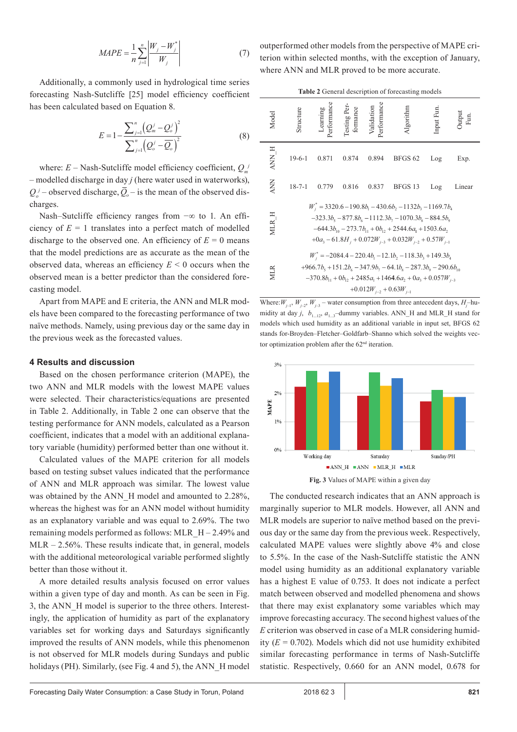$$MAPE = \frac{1}{n}\sum_{j=1}^{n}\left|\frac{W_j - W_j^*}{W_j}\right| \quad (7)$$

Additionally, a commonly used in hydrological time series forecasting Nash-Sutcliffe [25] model efficiency coefficient has been calculated based on Equation 8.

$$E = 1 - \frac{\sum_{j=1}^{n}\left(Q_m^j - Q_o^j\right)^2}{\sum_{j=1}^{n}\left(Q_o^j - \overline{Q}_o\right)^2} \quad (8)$$

where: $E$ – Nash-Sutcliffe model efficiency coefficient, $Q_m^j$ – modelled discharge in day $j$ (here water used in waterworks), $Q_o^j$ – observed discharge, $\overline{Q}_o$ – is the mean of the observed discharges.

Nash–Sutcliffe efficiency ranges from $-\infty$ to 1. An efficiency of $E = 1$ translates into a perfect match of modelled discharge to the observed one. An efficiency of $E = 0$ means that the model predictions are as accurate as the mean of the observed data, whereas an efficiency $E < 0$ occurs when the observed mean is a better predictor than the considered forecasting model.

Apart from MAPE and E criteria, the ANN and MLR models have been compared to the forecasting performance of two naïve methods. Namely, using previous day or the same day in the previous week as the forecasted values.

## 4 Results and discussion

Based on the chosen performance criterion (MAPE), the two ANN and MLR models with the lowest MAPE values were selected. Their characteristics/equations are presented in Table 2. Additionally, in Table 2 one can observe that the testing performance for ANN models, calculated as a Pearson coefficient, indicates that a model with an additional explanatory variable (humidity) performed better than one without it.

Calculated values of the MAPE criterion for all models based on testing subset values indicated that the performance of ANN and MLR approach was similar. The lowest value was obtained by the ANN_H model and amounted to 2.28%, whereas the highest was for an ANN model without humidity as an explanatory variable and was equal to 2.69%. The two remaining models performed as follows: MLR_H – 2.49% and MLR – 2.56%. These results indicate that, in general, models with the additional meteorological variable performed slightly better than those without it.

A more detailed results analysis focused on error values within a given type of day and month. As can be seen in Fig. 3, the ANN_H model is superior to the three others. Interestingly, the application of humidity as part of the explanatory variables set for working days and Saturdays significantly improved the results of ANN models, while this phenomenon is not observed for MLR models during Sundays and public holidays (PH). Similarly, (see Fig. 4 and 5), the ANN_H model outperformed other models from the perspective of MAPE criterion within selected months, with the exception of January, where ANN and MLR proved to be more accurate.

**Table 2** General description of forecasting models

| Model | Structure | Learning Performance | Testing Performance | Validation Performance | Algorithm | Input Fun. | Output Fun. |
|---|---|---|---|---|---|---|---|
| ANN_H | 19-6-1 | 0.871 | 0.874 | 0.894 | BFGS 62 | Log | Exp. |
| ANN | 18-7-1 | 0.779 | 0.816 | 0.837 | BFGS 13 | Log | Linear |
| MLR_H | $W_j^* = 3320.6 - 190.8b_1 - 430.6b_2 - 1132b_3 - 1169.7b_4 - 323.3b_5 - 877.8b_6 - 1112.3b_7 - 1070.3b_8 - 884.5b_9 - 644.3b_{10} - 273.7b_{11} + 0b_{12} + 2544.6a_1 + 1503.6a_2 + 0a_3 - 61.8H_j + 0.072W_{j-3} + 0.032W_{j-2} + 0.57W_{j-1}$ | | | | | | |
| MLR | $W_j^* = -2084.4 - 220.4b_1 - 12.1b_2 - 118.3b_3 + 149.3b_4 + 966.7b_5 + 151.2b_6 - 347.9b_7 - 64.1b_8 - 287.3b_9 - 290.6b_{10} - 370.8b_{11} + 0b_{12} + 2485a_1 + 1464.6a_2 + 0a_3 + 0.057W_{j-3} + 0.012W_{j-2} + 0.63W_{j-1}$ | | | | | | |

Where: $W_{j-1}$, $W_{j-2}$, $W_{j-3}$ – water consumption from three antecedent days, $H_j$–humidity at day $j$, $b_{1...12}$, $a_{1...3}$–dummy variables. ANN_H and MLR_H stand for models which used humidity as an additional variable in input set, BFGS 62 stands for-Broyden–Fletcher–Goldfarb–Shanno which solved the weights vector optimization problem after the 62[nd] iteration.

**Fig. 3** Values of MAPE within a given day

The conducted research indicates that an ANN approach is marginally superior to MLR models. However, all ANN and MLR models are superior to naïve method based on the previous day or the same day from the previous week. Respectively, calculated MAPE values were slightly above 4% and close to 5.5%. In the case of the Nash-Sutcliffe statistic the ANN model using humidity as an additional explanatory variable has a highest E value of 0.753. It does not indicate a perfect match between observed and modelled phenomena and shows that there may exist explanatory some variables which may improve forecasting accuracy. The second highest values of the $E$ criterion was observed in case of a MLR considering humidity ($E$ = 0.702). Models which did not use humidity exhibited similar forecasting performance in terms of Nash-Sutcliffe statistic. Respectively, 0.660 for an ANN model, 0.678 for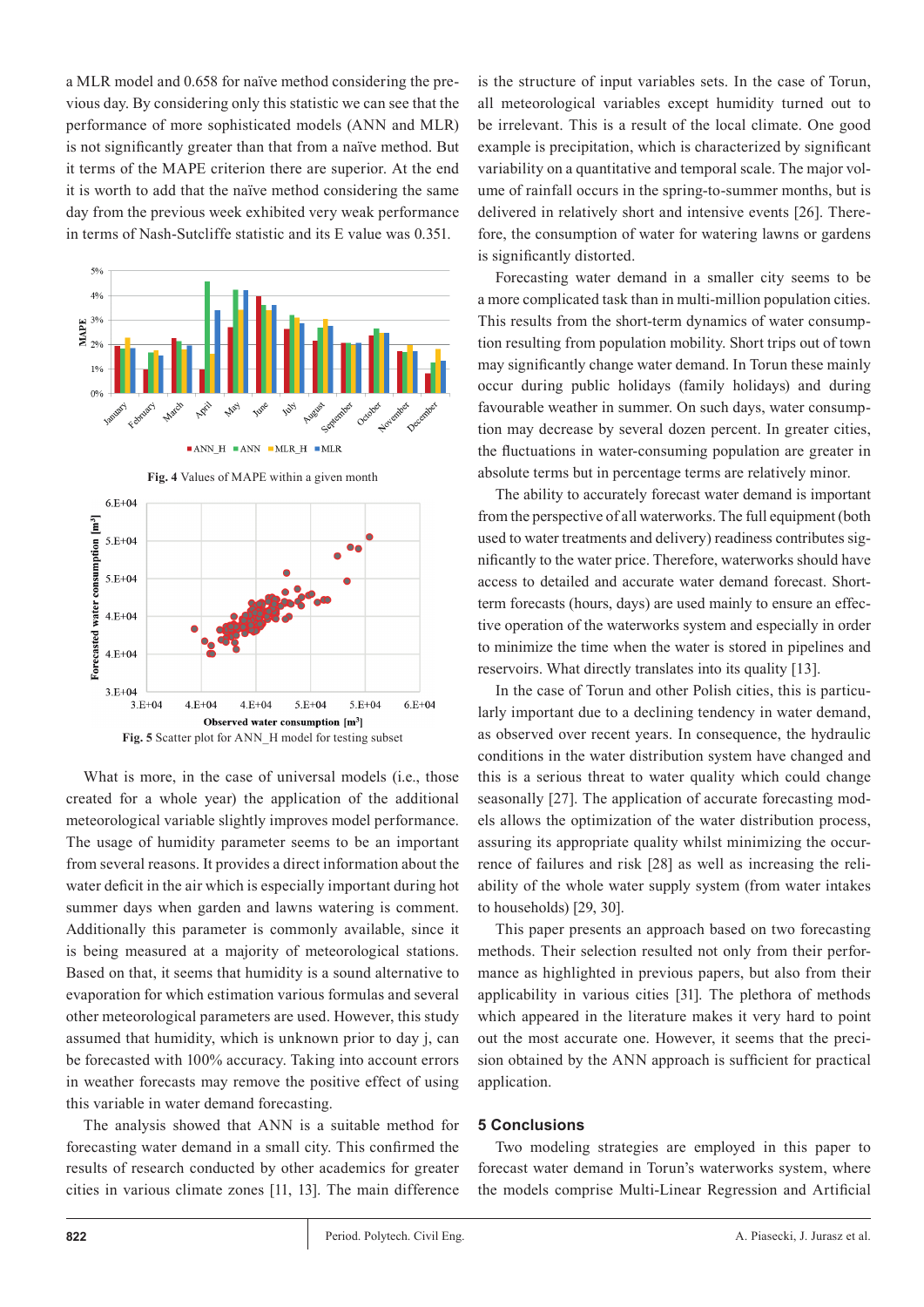a MLR model and 0.658 for naïve method considering the previous day. By considering only this statistic we can see that the performance of more sophisticated models (ANN and MLR) is not significantly greater than that from a naïve method. But it terms of the MAPE criterion there are superior. At the end it is worth to add that the naïve method considering the same day from the previous week exhibited very weak performance in terms of Nash-Sutcliffe statistic and its E value was 0.351.

**Fig. 4** Values of MAPE within a given month

**Fig. 5** Scatter plot for ANN_H model for testing subset

What is more, in the case of universal models (i.e., those created for a whole year) the application of the additional meteorological variable slightly improves model performance. The usage of humidity parameter seems to be an important from several reasons. It provides a direct information about the water deficit in the air which is especially important during hot summer days when garden and lawns watering is comment. Additionally this parameter is commonly available, since it is being measured at a majority of meteorological stations. Based on that, it seems that humidity is a sound alternative to evaporation for which estimation various formulas and several other meteorological parameters are used. However, this study assumed that humidity, which is unknown prior to day j, can be forecasted with 100% accuracy. Taking into account errors in weather forecasts may remove the positive effect of using this variable in water demand forecasting.

The analysis showed that ANN is a suitable method for forecasting water demand in a small city. This confirmed the results of research conducted by other academics for greater cities in various climate zones [11, 13]. The main difference is the structure of input variables sets. In the case of Torun, all meteorological variables except humidity turned out to be irrelevant. This is a result of the local climate. One good example is precipitation, which is characterized by significant variability on a quantitative and temporal scale. The major volume of rainfall occurs in the spring-to-summer months, but is delivered in relatively short and intensive events [26]. Therefore, the consumption of water for watering lawns or gardens is significantly distorted.

Forecasting water demand in a smaller city seems to be a more complicated task than in multi-million population cities. This results from the short-term dynamics of water consumption resulting from population mobility. Short trips out of town may significantly change water demand. In Torun these mainly occur during public holidays (family holidays) and during favourable weather in summer. On such days, water consumption may decrease by several dozen percent. In greater cities, the fluctuations in water-consuming population are greater in absolute terms but in percentage terms are relatively minor.

The ability to accurately forecast water demand is important from the perspective of all waterworks. The full equipment (both used to water treatments and delivery) readiness contributes significantly to the water price. Therefore, waterworks should have access to detailed and accurate water demand forecast. Short-term forecasts (hours, days) are used mainly to ensure an effective operation of the waterworks system and especially in order to minimize the time when the water is stored in pipelines and reservoirs. What directly translates into its quality [13].

In the case of Torun and other Polish cities, this is particularly important due to a declining tendency in water demand, as observed over recent years. In consequence, the hydraulic conditions in the water distribution system have changed and this is a serious threat to water quality which could change seasonally [27]. The application of accurate forecasting models allows the optimization of the water distribution process, assuring its appropriate quality whilst minimizing the occurrence of failures and risk [28] as well as increasing the reliability of the whole water supply system (from water intakes to households) [29, 30].

This paper presents an approach based on two forecasting methods. Their selection resulted not only from their performance as highlighted in previous papers, but also from their applicability in various cities [31]. The plethora of methods which appeared in the literature makes it very hard to point out the most accurate one. However, it seems that the precision obtained by the ANN approach is sufficient for practical application.

## 5 Conclusions

Two modeling strategies are employed in this paper to forecast water demand in Toruń's waterworks system, where the models comprise Multi-Linear Regression and Artificial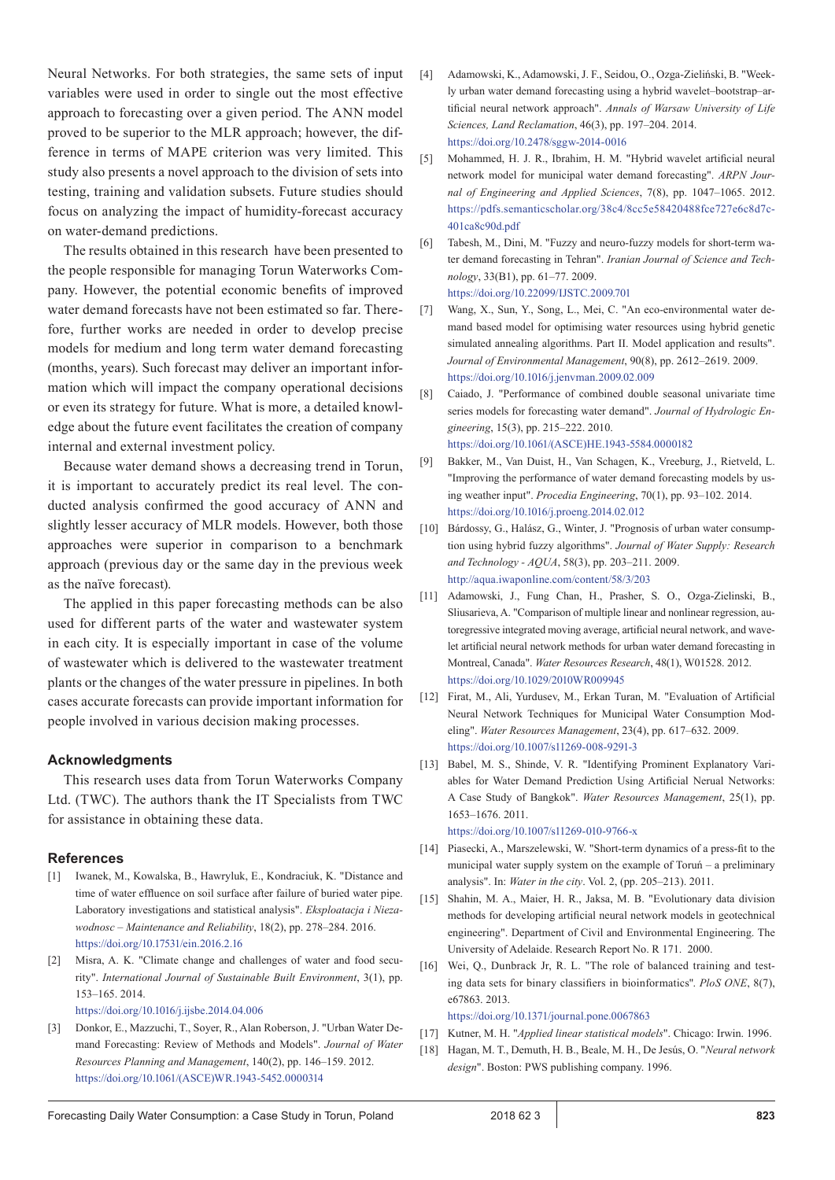Neural Networks. For both strategies, the same sets of input variables were used in order to single out the most effective approach to forecasting over a given period. The ANN model proved to be superior to the MLR approach; however, the difference in terms of MAPE criterion was very limited. This study also presents a novel approach to the division of sets into testing, training and validation subsets. Future studies should focus on analyzing the impact of humidity-forecast accuracy on water-demand predictions.

The results obtained in this research have been presented to the people responsible for managing Torun Waterworks Company. However, the potential economic benefits of improved water demand forecasts have not been estimated so far. Therefore, further works are needed in order to develop precise models for medium and long term water demand forecasting (months, years). Such forecast may deliver an important information which will impact the company operational decisions or even its strategy for future. What is more, a detailed knowledge about the future event facilitates the creation of company internal and external investment policy.

Because water demand shows a decreasing trend in Torun, it is important to accurately predict its real level. The conducted analysis confirmed the good accuracy of ANN and slightly lesser accuracy of MLR models. However, both those approaches were superior in comparison to a benchmark approach (previous day or the same day in the previous week as the naïve forecast).

The applied in this paper forecasting methods can be also used for different parts of the water and wastewater system in each city. It is especially important in case of the volume of wastewater which is delivered to the wastewater treatment plants or the changes of the water pressure in pipelines. In both cases accurate forecasts can provide important information for people involved in various decision making processes.

## Acknowledgments

This research uses data from Torun Waterworks Company Ltd. (TWC). The authors thank the IT Specialists from TWC for assistance in obtaining these data.

## References

[1] Iwanek, M., Kowalska, B., Hawryluk, E., Kondraciuk, K. "Distance and time of water effluence on soil surface after failure of buried water pipe. Laboratory investigations and statistical analysis". *Eksploatacja i Niezawodnosc – Maintenance and Reliability*, 18(2), pp. 278–284. 2016. https://doi.org/10.17531/ein.2016.2.16

[2] Misra, A. K. "Climate change and challenges of water and food security". *International Journal of Sustainable Built Environment*, 3(1), pp. 153–165. 2014. https://doi.org/10.1016/j.ijsbe.2014.04.006

[3] Donkor, E., Mazzuchi, T., Soyer, R., Alan Roberson, J. "Urban Water Demand Forecasting: Review of Methods and Models". *Journal of Water Resources Planning and Management*, 140(2), pp. 146–159. 2012. https://doi.org/10.1061/(ASCE)WR.1943-5452.0000314

[4] Adamowski, K., Adamowski, J. F., Seidou, O., Ozga-Zieliński, B. "Weekly urban water demand forecasting using a hybrid wavelet–bootstrap–artificial neural network approach". *Annals of Warsaw University of Life Sciences, Land Reclamation*, 46(3), pp. 197–204. 2014. https://doi.org/10.2478/sggw-2014-0016

[5] Mohammed, H. J. R., Ibrahim, H. M. "Hybrid wavelet artificial neural network model for municipal water demand forecasting". *ARPN Journal of Engineering and Applied Sciences*, 7(8), pp. 1047–1065. 2012. https://pdfs.semanticscholar.org/38c4/8cc5e58420488fce727e6c8d7c401ca8c90d.pdf

[6] Tabesh, M., Dini, M. "Fuzzy and neuro-fuzzy models for short-term water demand forecasting in Tehran". *Iranian Journal of Science and Technology*, 33(B1), pp. 61–77. 2009. https://doi.org/10.22099/IJSTC.2009.701

[7] Wang, X., Sun, Y., Song, L., Mei, C. "An eco-environmental water demand based model for optimising water resources using hybrid genetic simulated annealing algorithms. Part II. Model application and results". *Journal of Environmental Management*, 90(8), pp. 2612–2619. 2009. https://doi.org/10.1016/j.jenvman.2009.02.009

[8] Caiado, J. "Performance of combined double seasonal univariate time series models for forecasting water demand". *Journal of Hydrologic Engineering*, 15(3), pp. 215–222. 2010. https://doi.org/10.1061/(ASCE)HE.1943-5584.0000182

[9] Bakker, M., Van Duist, H., Van Schagen, K., Vreeburg, J., Rietveld, L. "Improving the performance of water demand forecasting models by using weather input". *Procedia Engineering*, 70(1), pp. 93–102. 2014. https://doi.org/10.1016/j.proeng.2014.02.012

[10] Bárdossy, G., Halász, G., Winter, J. "Prognosis of urban water consumption using hybrid fuzzy algorithms". *Journal of Water Supply: Research and Technology - AQUA*, 58(3), pp. 203–211. 2009. http://aqua.iwaponline.com/content/58/3/203

[11] Adamowski, J., Fung Chan, H., Prasher, S. O., Ozga-Zielinski, B., Sliusarieva, A. "Comparison of multiple linear and nonlinear regression, autoregressive integrated moving average, artificial neural network, and wavelet artificial neural network methods for urban water demand forecasting in Montreal, Canada". *Water Resources Research*, 48(1), W01528. 2012. https://doi.org/10.1029/2010WR009945

[12] Firat, M., Ali, Yurdusev, M., Erkan Turan, M. "Evaluation of Artificial Neural Network Techniques for Municipal Water Consumption Modeling". *Water Resources Management*, 23(4), pp. 617–632. 2009. https://doi.org/10.1007/s11269-008-9291-3

[13] Babel, M. S., Shinde, V. R. "Identifying Prominent Explanatory Variables for Water Demand Prediction Using Artificial Nerual Networks: A Case Study of Bangkok". *Water Resources Management*, 25(1), pp. 1653–1676. 2011. https://doi.org/10.1007/s11269-010-9766-x

[14] Piasecki, A., Marszelewski, W. "Short-term dynamics of a press-fit to the municipal water supply system on the example of Toruń – a preliminary analysis". In: *Water in the city*. Vol. 2, (pp. 205–213). 2011.

[15] Shahin, M. A., Maier, H. R., Jaksa, M. B. "Evolutionary data division methods for developing artificial neural network models in geotechnical engineering". Department of Civil and Environmental Engineering. The University of Adelaide. Research Report No. R 171. 2000.

[16] Wei, Q., Dunbrack Jr, R. L. "The role of balanced training and testing data sets for binary classifiers in bioinformatics". *PloS ONE*, 8(7), e67863. 2013. https://doi.org/10.1371/journal.pone.0067863

[17] Kutner, M. H. "*Applied linear statistical models*". Chicago: Irwin. 1996.

[18] Hagan, M. T., Demuth, H. B., Beale, M. H., De Jesús, O. "*Neural network design*". Boston: PWS publishing company. 1996.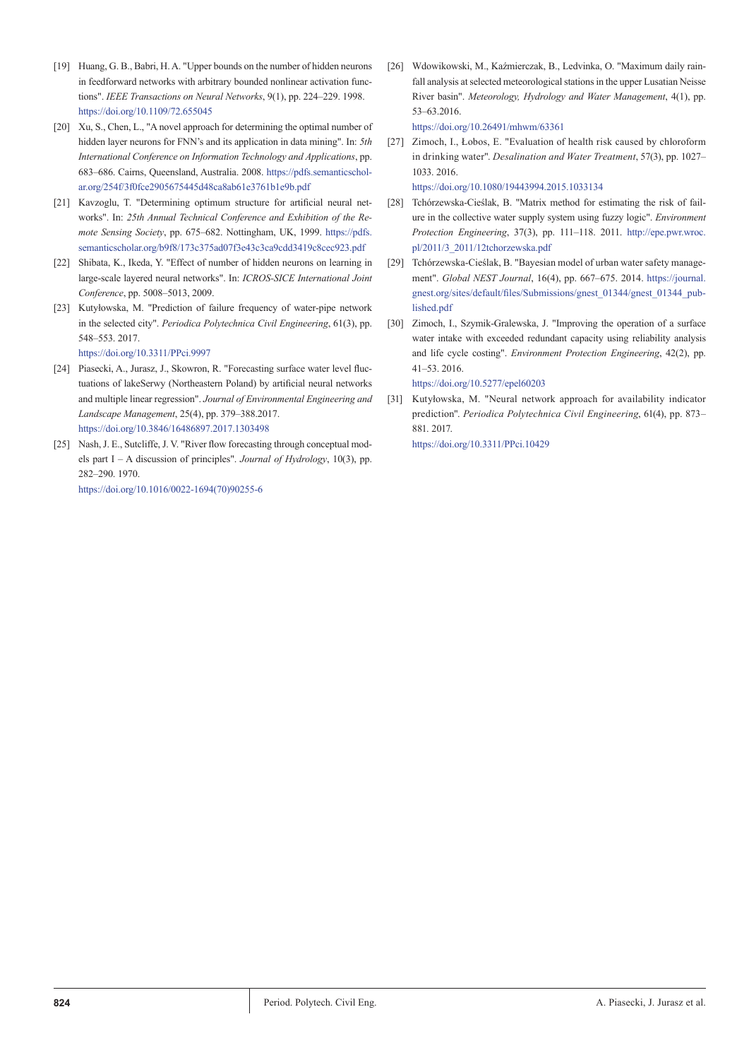[19] Huang, G. B., Babri, H. A. "Upper bounds on the number of hidden neurons in feedforward networks with arbitrary bounded nonlinear activation functions". *IEEE Transactions on Neural Networks*, 9(1), pp. 224–229. 1998. https://doi.org/10.1109/72.655045

[20] Xu, S., Chen, L., "A novel approach for determining the optimal number of hidden layer neurons for FNN's and its application in data mining". In: *5th International Conference on Information Technology and Applications*, pp. 683–686. Cairns, Queensland, Australia. 2008. https://pdfs.semanticscholar.org/254f/3f0fce2905675445d48ca8ab61e3761b1e9b.pdf

[21] Kavzoglu, T. "Determining optimum structure for artificial neural networks". In: *25th Annual Technical Conference and Exhibition of the Remote Sensing Society*, pp. 675–682. Nottingham, UK, 1999. https://pdfs.semanticscholar.org/b9f8/173c375ad07f3e43c3ca9cdd3419c8cec923.pdf

[22] Shibata, K., Ikeda, Y. "Effect of number of hidden neurons on learning in large-scale layered neural networks". In: *ICROS-SICE International Joint Conference*, pp. 5008–5013, 2009.

[23] Kutyłowska, M. "Prediction of failure frequency of water-pipe network in the selected city". *Periodica Polytechnica Civil Engineering*, 61(3), pp. 548–553. 2017. https://doi.org/10.3311/PPci.9997

[24] Piasecki, A., Jurasz, J., Skowron, R. "Forecasting surface water level fluctuations of lakeSerwy (Northeastern Poland) by artificial neural networks and multiple linear regression". *Journal of Environmental Engineering and Landscape Management*, 25(4), pp. 379–388.2017. https://doi.org/10.3846/16486897.2017.1303498

[25] Nash, J. E., Sutcliffe, J. V. "River flow forecasting through conceptual models part I – A discussion of principles". *Journal of Hydrology*, 10(3), pp. 282–290. 1970. https://doi.org/10.1016/0022-1694(70)90255-6

[26] Wdowikowski, M., Kaźmierczak, B., Ledvinka, O. "Maximum daily rainfall analysis at selected meteorological stations in the upper Lusatian Neisse River basin". *Meteorology, Hydrology and Water Management*, 4(1), pp. 53–63.2016. https://doi.org/10.26491/mhwm/63361

[27] Zimoch, I., Łobos, E. "Evaluation of health risk caused by chloroform in drinking water". *Desalination and Water Treatment*, 57(3), pp. 1027–1033. 2016. https://doi.org/10.1080/19443994.2015.1033134

[28] Tchórzewska-Cieślak, B. "Matrix method for estimating the risk of failure in the collective water supply system using fuzzy logic". *Environment Protection Engineering*, 37(3), pp. 111–118. 2011. http://epe.pwr.wroc.pl/2011/3_2011/12tchorzewska.pdf

[29] Tchórzewska-Cieślak, B. "Bayesian model of urban water safety management". *Global NEST Journal*, 16(4), pp. 667–675. 2014. https://journal.gnest.org/sites/default/files/Submissions/gnest_01344/gnest_01344_published.pdf

[30] Zimoch, I., Szymik-Gralewska, J. "Improving the operation of a surface water intake with exceeded redundant capacity using reliability analysis and life cycle costing". *Environment Protection Engineering*, 42(2), pp. 41–53. 2016. https://doi.org/10.5277/epel60203

[31] Kutyłowska, M. "Neural network approach for availability indicator prediction". *Periodica Polytechnica Civil Engineering*, 61(4), pp. 873–881. 2017. https://doi.org/10.3311/PPci.10429